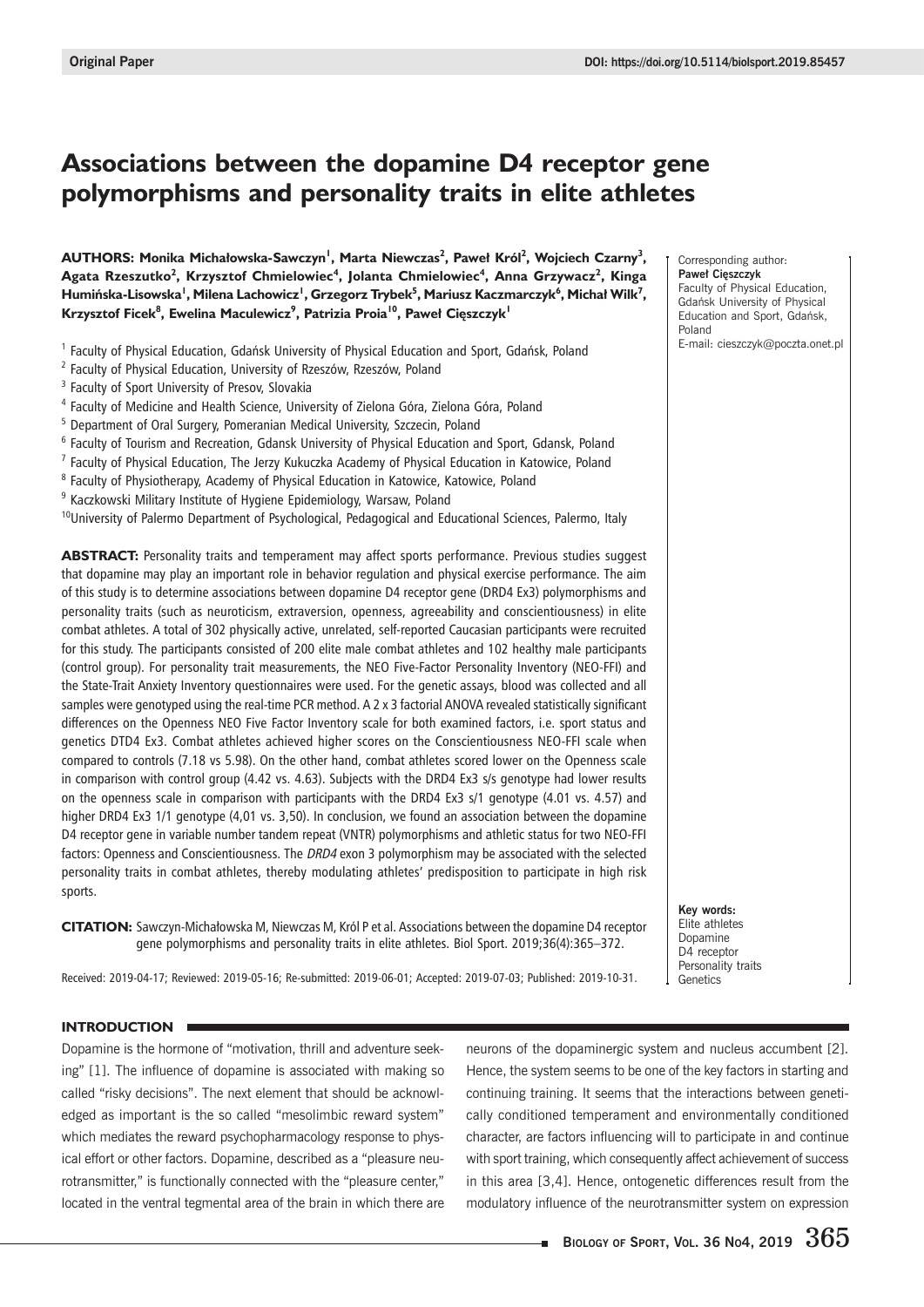Original Paper

DOI: https://doi.org/10.5114/biolsport.2019.85457

# Associations between the dopamine D4 receptor gene polymorphisms and personality traits in elite athletes

**AUTHORS:** Monika Michałowska-Sawczyn[1], Marta Niewczas[2], Paweł Król[2], Wojciech Czarny[3], Agata Rzeszutko[2], Krzysztof Chmielowiec[4], Jolanta Chmielowiec[4], Anna Grzywacz[2], Kinga Humińska-Lisowska[1], Milena Lachowicz[1], Grzegorz Trybek[5], Mariusz Kaczmarczyk[6], Michał Wilk[7], Krzysztof Ficek[8], Ewelina Maculewicz[9], Patrizia Proia[10], Paweł Cięszczyk[1]

[1] Faculty of Physical Education, Gdańsk University of Physical Education and Sport, Gdańsk, Poland
[2] Faculty of Physical Education, University of Rzeszów, Rzeszów, Poland
[3] Faculty of Sport University of Presov, Slovakia
[4] Faculty of Medicine and Health Science, University of Zielona Góra, Zielona Góra, Poland
[5] Department of Oral Surgery, Pomeranian Medical University, Szczecin, Poland
[6] Faculty of Tourism and Recreation, Gdansk University of Physical Education and Sport, Gdansk, Poland
[7] Faculty of Physical Education, The Jerzy Kukuczka Academy of Physical Education in Katowice, Poland
[8] Faculty of Physiotherapy, Academy of Physical Education in Katowice, Katowice, Poland
[9] Kaczkowski Military Institute of Hygiene Epidemiology, Warsaw, Poland
[10] University of Palermo Department of Psychological, Pedagogical and Educational Sciences, Palermo, Italy

Corresponding author:
**Paweł Cięszczyk**
Faculty of Physical Education, Gdańsk University of Physical Education and Sport, Gdańsk, Poland
E-mail: cieszczyk@poczta.onet.pl

**ABSTRACT:** Personality traits and temperament may affect sports performance. Previous studies suggest that dopamine may play an important role in behavior regulation and physical exercise performance. The aim of this study is to determine associations between dopamine D4 receptor gene (DRD4 Ex3) polymorphisms and personality traits (such as neuroticism, extraversion, openness, agreeability and conscientiousness) in elite combat athletes. A total of 302 physically active, unrelated, self-reported Caucasian participants were recruited for this study. The participants consisted of 200 elite male combat athletes and 102 healthy male participants (control group). For personality trait measurements, the NEO Five-Factor Personality Inventory (NEO-FFI) and the State-Trait Anxiety Inventory questionnaires were used. For the genetic assays, blood was collected and all samples were genotyped using the real-time PCR method. A 2 x 3 factorial ANOVA revealed statistically significant differences on the Openness NEO Five Factor Inventory scale for both examined factors, i.e. sport status and genetics DTD4 Ex3. Combat athletes achieved higher scores on the Conscientiousness NEO-FFI scale when compared to controls (7.18 vs 5.98). On the other hand, combat athletes scored lower on the Openness scale in comparison with control group (4.42 vs. 4.63). Subjects with the DRD4 Ex3 s/s genotype had lower results on the openness scale in comparison with participants with the DRD4 Ex3 s/1 genotype (4.01 vs. 4.57) and higher DRD4 Ex3 1/1 genotype (4,01 vs. 3,50). In conclusion, we found an association between the dopamine D4 receptor gene in variable number tandem repeat (VNTR) polymorphisms and athletic status for two NEO-FFI factors: Openness and Conscientiousness. The *DRD4* exon 3 polymorphism may be associated with the selected personality traits in combat athletes, thereby modulating athletes' predisposition to participate in high risk sports.

**CITATION:** Sawczyn-Michałowska M, Niewczas M, Król P et al. Associations between the dopamine D4 receptor gene polymorphisms and personality traits in elite athletes. Biol Sport. 2019;36(4):365–372.

Received: 2019-04-17; Reviewed: 2019-05-16; Re-submitted: 2019-06-01; Accepted: 2019-07-03; Published: 2019-10-31.

**Key words:**
Elite athletes
Dopamine
D4 receptor
Personality traits
Genetics

## INTRODUCTION

Dopamine is the hormone of "motivation, thrill and adventure seeking" [1]. The influence of dopamine is associated with making so called "risky decisions". The next element that should be acknowledged as important is the so called "mesolimbic reward system" which mediates the reward psychopharmacology response to physical effort or other factors. Dopamine, described as a "pleasure neurotransmitter," is functionally connected with the "pleasure center," located in the ventral tegmental area of the brain in which there are neurons of the dopaminergic system and nucleus accumbent [2]. Hence, the system seems to be one of the key factors in starting and continuing training. It seems that the interactions between genetically conditioned temperament and environmentally conditioned character, are factors influencing will to participate in and continue with sport training, which consequently affect achievement of success in this area [3,4]. Hence, ontogenetic differences result from the modulatory influence of the neurotransmitter system on expression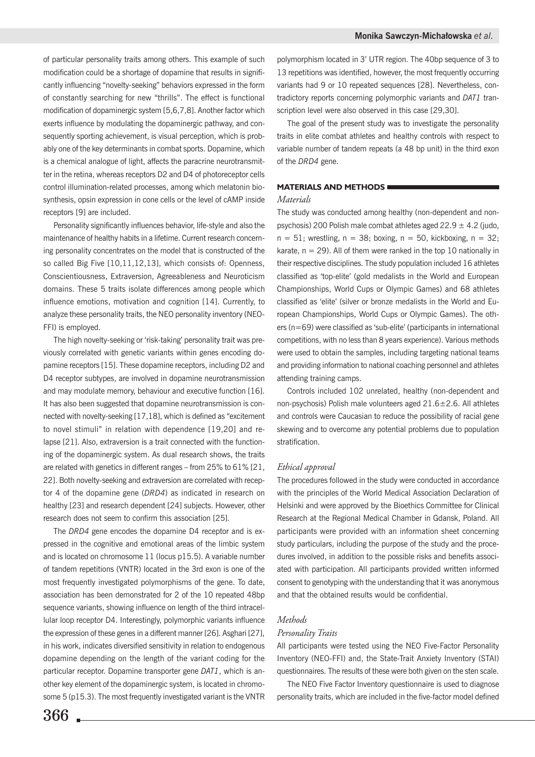of particular personality traits among others. This example of such modification could be a shortage of dopamine that results in significantly influencing "novelty-seeking" behaviors expressed in the form of constantly searching for new "thrills". The effect is functional modification of dopaminergic system [5,6,7,8]. Another factor which exerts influence by modulating the dopaminergic pathway, and consequently sporting achievement, is visual perception, which is probably one of the key determinants in combat sports. Dopamine, which is a chemical analogue of light, affects the paracrine neurotransmitter in the retina, whereas receptors D2 and D4 of photoreceptor cells control illumination-related processes, among which melatonin biosynthesis, opsin expression in cone cells or the level of cAMP inside receptors [9] are included.

Personality significantly influences behavior, life-style and also the maintenance of healthy habits in a lifetime. Current research concerning personality concentrates on the model that is constructed of the so called Big Five [10,11,12,13], which consists of: Openness, Conscientiousness, Extraversion, Agreeableness and Neuroticism domains. These 5 traits isolate differences among people which influence emotions, motivation and cognition [14]. Currently, to analyze these personality traits, the NEO personality inventory (NEO-FFI) is employed.

The high novelty-seeking or 'risk-taking' personality trait was previously correlated with genetic variants within genes encoding dopamine receptors [15]. These dopamine receptors, including D2 and D4 receptor subtypes, are involved in dopamine neurotransmission and may modulate memory, behaviour and executive function [16]. It has also been suggested that dopamine neurotransmission is connected with novelty-seeking [17,18], which is defined as "excitement to novel stimuli" in relation with dependence [19,20] and relapse [21]. Also, extraversion is a trait connected with the functioning of the dopaminergic system. As dual research shows, the traits are related with genetics in different ranges – from 25% to 61% [21, 22]. Both novelty-seeking and extraversion are correlated with receptor 4 of the dopamine gene (*DRD4*) as indicated in research on healthy [23] and research dependent [24] subjects. However, other research does not seem to confirm this association [25].

The *DRD4* gene encodes the dopamine D4 receptor and is expressed in the cognitive and emotional areas of the limbic system and is located on chromosome 11 (locus p15.5). A variable number of tandem repetitions (VNTR) located in the 3rd exon is one of the most frequently investigated polymorphisms of the gene. To date, association has been demonstrated for 2 of the 10 repeated 48bp sequence variants, showing influence on length of the third intracellular loop receptor D4. Interestingly, polymorphic variants influence the expression of these genes in a different manner [26]. Asghari [27], in his work, indicates diversified sensitivity in relation to endogenous dopamine depending on the length of the variant coding for the particular receptor. Dopamine transporter gene *DAT1*, which is another key element of the dopaminergic system, is located in chromosome 5 (p15.3). The most frequently investigated variant is the VNTR polymorphism located in 3' UTR region. The 40bp sequence of 3 to 13 repetitions was identified, however, the most frequently occurring variants had 9 or 10 repeated sequences [28]. Nevertheless, contradictory reports concerning polymorphic variants and *DAT1* transcription level were also observed in this case [29,30].

The goal of the present study was to investigate the personality traits in elite combat athletes and healthy controls with respect to variable number of tandem repeats (a 48 bp unit) in the third exon of the *DRD4* gene.

## MATERIALS AND METHODS

### *Materials*

The study was conducted among healthy (non-dependent and non-psychosis) 200 Polish male combat athletes aged $22.9 \pm 4.2$ (judo, $n = 51$; wrestling, $n = 38$; boxing, $n = 50$, kickboxing, $n = 32$; karate, $n = 29$). All of them were ranked in the top 10 nationally in their respective disciplines. The study population included 16 athletes classified as 'top-elite' (gold medalists in the World and European Championships, World Cups or Olympic Games) and 68 athletes classified as 'elite' (silver or bronze medalists in the World and European Championships, World Cups or Olympic Games). The others ($n=69$) were classified as 'sub-elite' (participants in international competitions, with no less than 8 years experience). Various methods were used to obtain the samples, including targeting national teams and providing information to national coaching personnel and athletes attending training camps.

Controls included 102 unrelated, healthy (non-dependent and non-psychosis) Polish male volunteers aged $21.6 \pm 2.6$. All athletes and controls were Caucasian to reduce the possibility of racial gene skewing and to overcome any potential problems due to population stratification.

### *Ethical approval*

The procedures followed in the study were conducted in accordance with the principles of the World Medical Association Declaration of Helsinki and were approved by the Bioethics Committee for Clinical Research at the Regional Medical Chamber in Gdansk, Poland. All participants were provided with an information sheet concerning study particulars, including the purpose of the study and the procedures involved, in addition to the possible risks and benefits associated with participation. All participants provided written informed consent to genotyping with the understanding that it was anonymous and that the obtained results would be confidential.

### *Methods*

#### *Personality Traits*

All participants were tested using the NEO Five-Factor Personality Inventory (NEO-FFI) and, the State-Trait Anxiety Inventory (STAI) questionnaires. The results of these were both given on the sten scale.

The NEO Five Factor Inventory questionnaire is used to diagnose personality traits, which are included in the five-factor model defined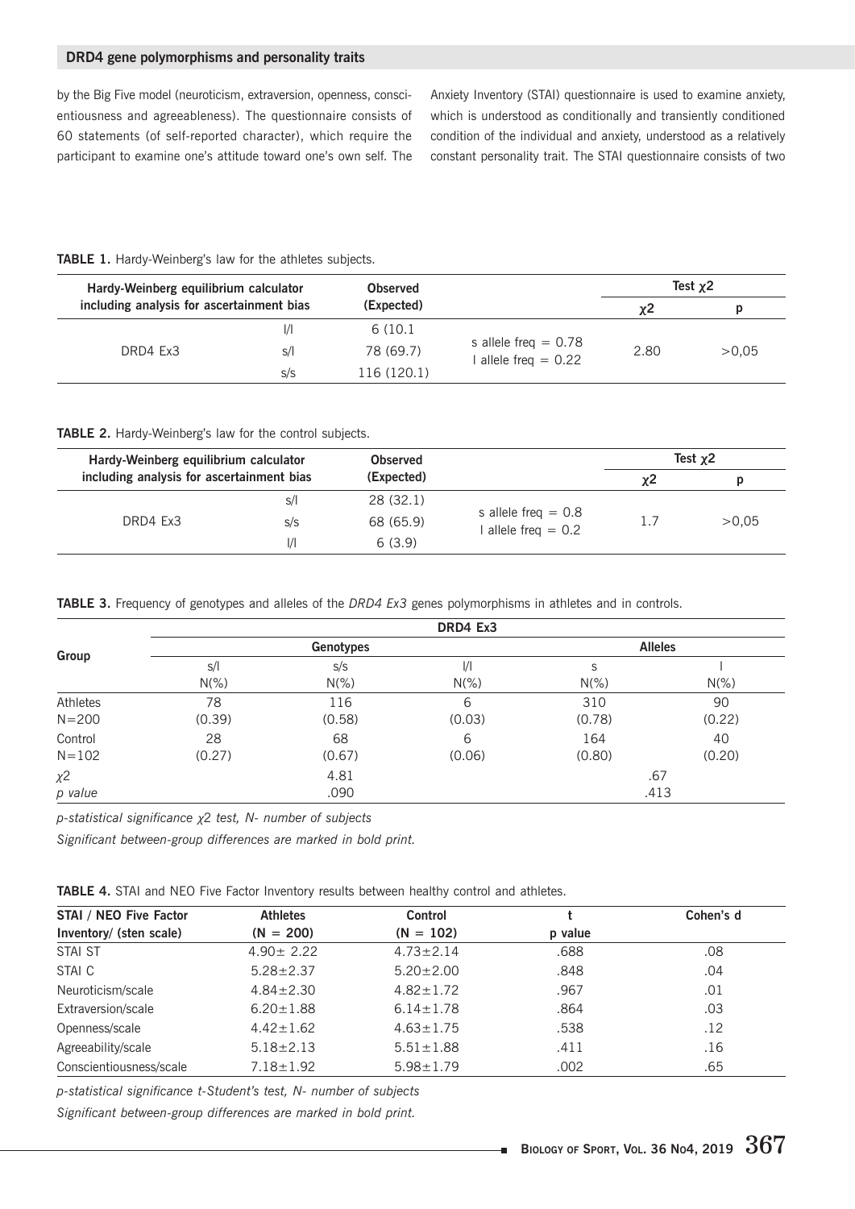by the Big Five model (neuroticism, extraversion, openness, conscientiousness and agreeableness). The questionnaire consists of 60 statements (of self-reported character), which require the participant to examine one's attitude toward one's own self. The Anxiety Inventory (STAI) questionnaire is used to examine anxiety, which is understood as conditionally and transiently conditioned condition of the individual and anxiety, understood as a relatively constant personality trait. The STAI questionnaire consists of two

**TABLE 1.** Hardy-Weinberg's law for the athletes subjects.

| Hardy-Weinberg equilibrium calculator including analysis for ascertainment bias | | Observed (Expected) | | Test $\chi 2$ | |
|---|---|---|---|---|---|
| | | | | $\chi 2$ | p |
| DRD4 Ex3 | l/l | 6 (10.1 | s allele freq = 0.78<br>l allele freq = 0.22 | 2.80 | >0,05 |
| | s/l | 78 (69.7) | | | |
| | s/s | 116 (120.1) | | | |

**TABLE 2.** Hardy-Weinberg's law for the control subjects.

| Hardy-Weinberg equilibrium calculator including analysis for ascertainment bias | | Observed (Expected) | | Test $\chi 2$ | |
|---|---|---|---|---|---|
| | | | | $\chi 2$ | p |
| DRD4 Ex3 | s/l | 28 (32.1) | s allele freq = 0.8<br>l allele freq = 0.2 | 1.7 | >0,05 |
| | s/s | 68 (65.9) | | | |
| | l/l | 6 (3.9) | | | |

**TABLE 3.** Frequency of genotypes and alleles of the *DRD4 Ex3* genes polymorphisms in athletes and in controls.

| Group | DRD4 Ex3 | | | | |
|---|---|---|---|---|---|
| | Genotypes | | | Alleles | |
| | s/l N(%) | s/s N(%) | l/l N(%) | s N(%) | l N(%) |
| Athletes N=200 | 78 (0.39) | 116 (0.58) | 6 (0.03) | 310 (0.78) | 90 (0.22) |
| Control N=102 | 28 (0.27) | 68 (0.67) | 6 (0.06) | 164 (0.80) | 40 (0.20) |
| $\chi 2$ | | 4.81 | | .67 | |
| *p value* | | .090 | | .413 | |

*p-statistical significance $\chi 2$ test, N- number of subjects*

*Significant between-group differences are marked in bold print.*

**TABLE 4.** STAI and NEO Five Factor Inventory results between healthy control and athletes.

| STAI / NEO Five Factor Inventory/ (sten scale) | Athletes (N = 200) | Control (N = 102) | t p value | Cohen's d |
|---|---|---|---|---|
| STAI ST | 4.90± 2.22 | 4.73±2.14 | .688 | .08 |
| STAI C | 5.28±2.37 | 5.20±2.00 | .848 | .04 |
| Neuroticism/scale | 4.84±2.30 | 4.82±1.72 | .967 | .01 |
| Extraversion/scale | 6.20±1.88 | 6.14±1.78 | .864 | .03 |
| Openness/scale | 4.42±1.62 | 4.63±1.75 | .538 | .12 |
| Agreeability/scale | 5.18±2.13 | 5.51±1.88 | .411 | .16 |
| Conscientiousness/scale | 7.18±1.92 | 5.98±1.79 | .002 | .65 |

*p-statistical significance t-Student's test, N- number of subjects*

*Significant between-group differences are marked in bold print.*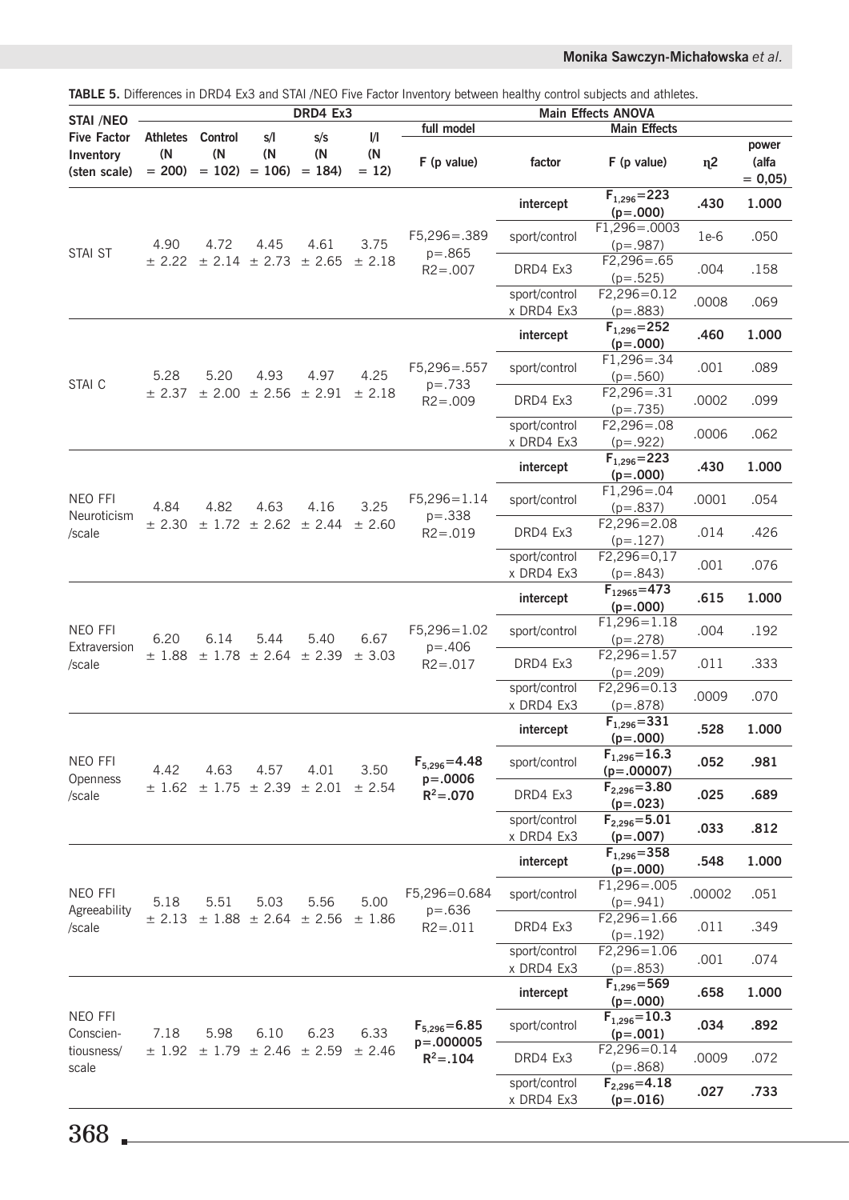**TABLE 5.** Differences in DRD4 Ex3 and STAI /NEO Five Factor Inventory between healthy control subjects and athletes.

| STAI /NEO Five Factor Inventory (sten scale) | DRD4 Ex3 | | | | | Main Effects ANOVA | | | | |
|---|---|---|---|---|---|---|---|---|---|---|
| | Athletes (N = 200) | Control (N = 102) | s/l (N = 106) | s/s (N = 184) | l/l (N = 12) | full model F (p value) | Main Effects factor | F (p value) | η2 | power (alfa = 0,05) |
| STAI ST | 4.90 ± 2.22 | 4.72 ± 2.14 | 4.45 ± 2.73 | 4.61 ± 2.65 | 3.75 ± 2.18 | F5,296=.389 p=.865 R2=.007 | **intercept** | **$F_{1,296}$=223 (p=.000)** | **.430** | **1.000** |
| | | | | | | | sport/control | F1,296=.0003 (p=.987) | 1e-6 | .050 |
| | | | | | | | DRD4 Ex3 | F2,296=.65 (p=.525) | .004 | .158 |
| | | | | | | | sport/control x DRD4 Ex3 | F2,296=0.12 (p=.883) | .0008 | .069 |
| STAI C | 5.28 ± 2.37 | 5.20 ± 2.00 | 4.93 ± 2.56 | 4.97 ± 2.91 | 4.25 ± 2.18 | F5,296=.557 p=.733 R2=.009 | **intercept** | **$F_{1,296}$=252 (p=.000)** | **.460** | **1.000** |
| | | | | | | | sport/control | F1,296=.34 (p=.560) | .001 | .089 |
| | | | | | | | DRD4 Ex3 | F2,296=.31 (p=.735) | .0002 | .099 |
| | | | | | | | sport/control x DRD4 Ex3 | F2,296=.08 (p=.922) | .0006 | .062 |
| NEO FFI Neuroticism /scale | 4.84 ± 2.30 | 4.82 ± 1.72 | 4.63 ± 2.62 | 4.16 ± 2.44 | 3.25 ± 2.60 | F5,296=1.14 p=.338 R2=.019 | **intercept** | **$F_{1,296}$=223 (p=.000)** | **.430** | **1.000** |
| | | | | | | | sport/control | F1,296=.04 (p=.837) | .0001 | .054 |
| | | | | | | | DRD4 Ex3 | F2,296=2.08 (p=.127) | .014 | .426 |
| | | | | | | | sport/control x DRD4 Ex3 | F2,296=0,17 (p=.843) | .001 | .076 |
| NEO FFI Extraversion /scale | 6.20 ± 1.88 | 6.14 ± 1.78 | 5.44 ± 2.64 | 5.40 ± 2.39 | 6.67 ± 3.03 | F5,296=1.02 p=.406 R2=.017 | **intercept** | **$F_{12965}$=473 (p=.000)** | **.615** | **1.000** |
| | | | | | | | sport/control | F1,296=1.18 (p=.278) | .004 | .192 |
| | | | | | | | DRD4 Ex3 | F2,296=1.57 (p=.209) | .011 | .333 |
| | | | | | | | sport/control x DRD4 Ex3 | F2,296=0.13 (p=.878) | .0009 | .070 |
| NEO FFI Openness /scale | 4.42 ± 1.62 | 4.63 ± 1.75 | 4.57 ± 2.39 | 4.01 ± 2.01 | 3.50 ± 2.54 | **$F_{5,296}$=4.48 p=.0006 $R^2$=.070** | **intercept** | **$F_{1,296}$=331 (p=.000)** | **.528** | **1.000** |
| | | | | | | | sport/control | **$F_{1,296}$=16.3 (p=.00007)** | **.052** | **.981** |
| | | | | | | | DRD4 Ex3 | **$F_{2,296}$=3.80 (p=.023)** | **.025** | **.689** |
| | | | | | | | sport/control x DRD4 Ex3 | **$F_{2,296}$=5.01 (p=.007)** | **.033** | **.812** |
| NEO FFI Agreeability /scale | 5.18 ± 2.13 | 5.51 ± 1.88 | 5.03 ± 2.64 | 5.56 ± 2.56 | 5.00 ± 1.86 | F5,296=0.684 p=.636 R2=.011 | **intercept** | **$F_{1,296}$=358 (p=.000)** | **.548** | **1.000** |
| | | | | | | | sport/control | F1,296=.005 (p=.941) | .00002 | .051 |
| | | | | | | | DRD4 Ex3 | F2,296=1.66 (p=.192) | .011 | .349 |
| | | | | | | | sport/control x DRD4 Ex3 | F2,296=1.06 (p=.853) | .001 | .074 |
| NEO FFI Conscien-tiousness/ scale | 7.18 ± 1.92 | 5.98 ± 1.79 | 6.10 ± 2.46 | 6.23 ± 2.59 | 6.33 ± 2.46 | **$F_{5,296}$=6.85 p=.000005 $R^2$=.104** | **intercept** | **$F_{1,296}$=569 (p=.000)** | **.658** | **1.000** |
| | | | | | | | sport/control | **$F_{1,296}$=10.3 (p=.001)** | **.034** | **.892** |
| | | | | | | | DRD4 Ex3 | F2,296=0.14 (p=.868) | .0009 | .072 |
| | | | | | | | sport/control x DRD4 Ex3 | **$F_{2,296}$=4.18 (p=.016)** | **.027** | **.733** |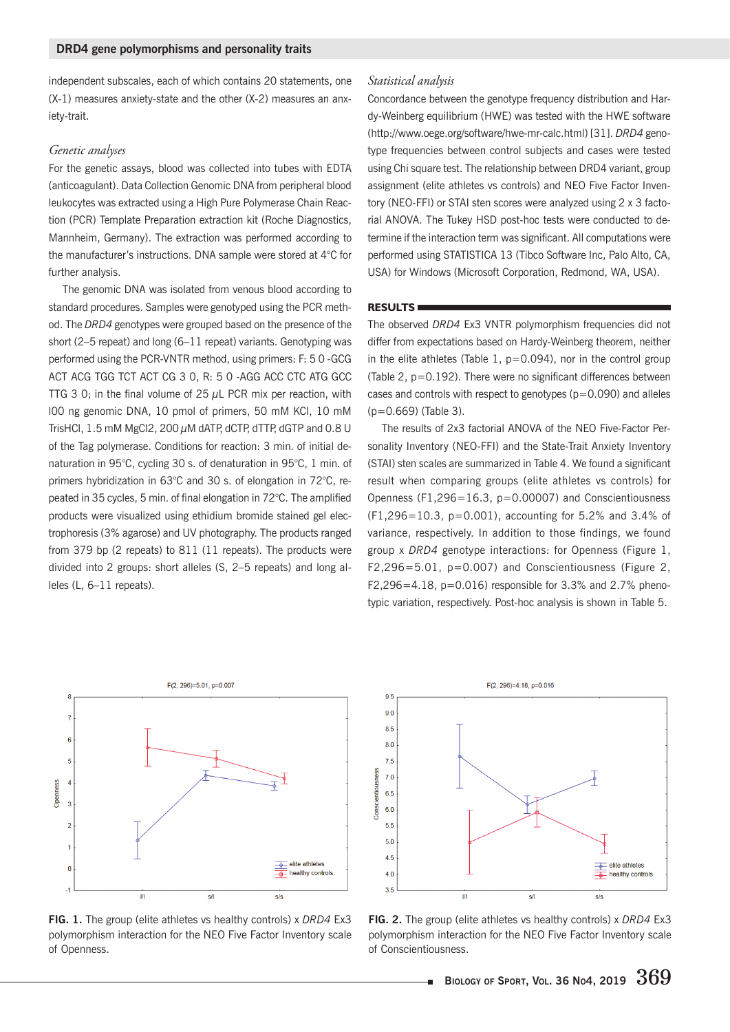independent subscales, each of which contains 20 statements, one (X-1) measures anxiety-state and the other (X-2) measures an anxiety-trait.

### *Genetic analyses*

For the genetic assays, blood was collected into tubes with EDTA (anticoagulant). Data Collection Genomic DNA from peripheral blood leukocytes was extracted using a High Pure Polymerase Chain Reaction (PCR) Template Preparation extraction kit (Roche Diagnostics, Mannheim, Germany). The extraction was performed according to the manufacturer's instructions. DNA sample were stored at 4°C for further analysis.

The genomic DNA was isolated from venous blood according to standard procedures. Samples were genotyped using the PCR method. The *DRD4* genotypes were grouped based on the presence of the short (2–5 repeat) and long (6–11 repeat) variants. Genotyping was performed using the PCR-VNTR method, using primers: F: 5 0 -GCG ACT ACG TGG TCT ACT CG 3 0, R: 5 0 -AGG ACC CTC ATG GCC TTG 3 0; in the final volume of 25 μL PCR mix per reaction, with l00 ng genomic DNA, 10 pmol of primers, 50 mM KCl, 10 mM TrisHCl, 1.5 mM MgCl2, 200 μM dATP, dCTP, dTTP, dGTP and 0.8 U of the Tag polymerase. Conditions for reaction: 3 min. of initial denaturation in 95°C, cycling 30 s. of denaturation in 95°C, 1 min. of primers hybridization in 63°C and 30 s. of elongation in 72°C, repeated in 35 cycles, 5 min. of final elongation in 72°C. The amplified products were visualized using ethidium bromide stained gel electrophoresis (3% agarose) and UV photography. The products ranged from 379 bp (2 repeats) to 811 (11 repeats). The products were divided into 2 groups: short alleles (S, 2–5 repeats) and long alleles (L, 6–11 repeats).

### *Statistical analysis*

Concordance between the genotype frequency distribution and Hardy-Weinberg equilibrium (HWE) was tested with the HWE software (http://www.oege.org/software/hwe-mr-calc.html) [31]. *DRD4* genotype frequencies between control subjects and cases were tested using Chi square test. The relationship between DRD4 variant, group assignment (elite athletes vs controls) and NEO Five Factor Inventory (NEO-FFI) or STAI sten scores were analyzed using 2 x 3 factorial ANOVA. The Tukey HSD post-hoc tests were conducted to determine if the interaction term was significant. All computations were performed using STATISTICA 13 (Tibco Software Inc, Palo Alto, CA, USA) for Windows (Microsoft Corporation, Redmond, WA, USA).

## RESULTS

The observed *DRD4* Ex3 VNTR polymorphism frequencies did not differ from expectations based on Hardy-Weinberg theorem, neither in the elite athletes (Table 1, p=0.094), nor in the control group (Table 2, p=0.192). There were no significant differences between cases and controls with respect to genotypes (p=0.090) and alleles (p=0.669) (Table 3).

The results of 2x3 factorial ANOVA of the NEO Five-Factor Personality Inventory (NEO-FFI) and the State-Trait Anxiety Inventory (STAI) sten scales are summarized in Table 4. We found a significant result when comparing groups (elite athletes vs controls) for Openness ($F_{1,296}=16.3$, p=0.00007) and Conscientiousness ($F_{1,296}=10.3$, p=0.001), accounting for 5.2% and 3.4% of variance, respectively. In addition to those findings, we found group x *DRD4* genotype interactions: for Openness (Figure 1, $F_{2,296}=5.01$, p=0.007) and Conscientiousness (Figure 2, $F_{2,296}=4.18$, p=0.016) responsible for 3.3% and 2.7% phenotypic variation, respectively. Post-hoc analysis is shown in Table 5.

**FIG. 1.** The group (elite athletes vs healthy controls) x *DRD4* Ex3 polymorphism interaction for the NEO Five Factor Inventory scale of Openness.

**FIG. 2.** The group (elite athletes vs healthy controls) x *DRD4* Ex3 polymorphism interaction for the NEO Five Factor Inventory scale of Conscientiousness.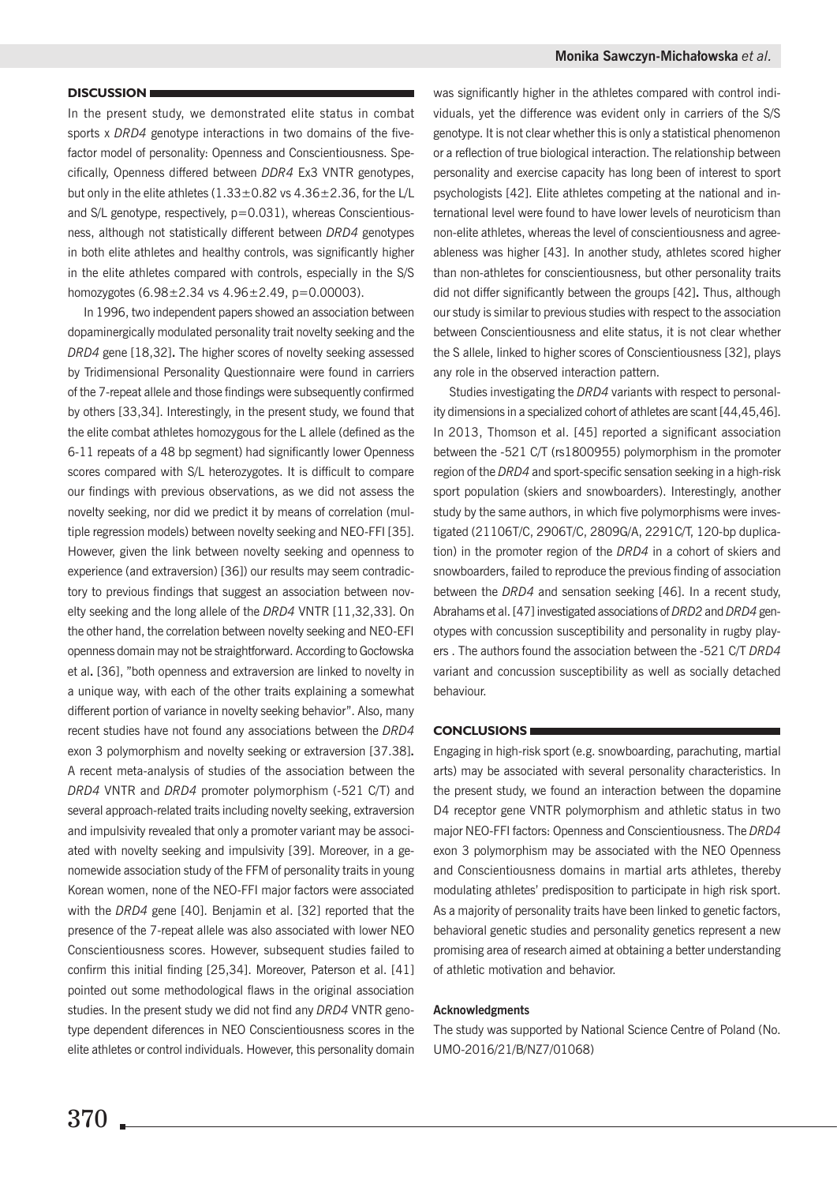## DISCUSSION

In the present study, we demonstrated elite status in combat sports x *DRD4* genotype interactions in two domains of the five-factor model of personality: Openness and Conscientiousness. Specifically, Openness differed between *DDR4* Ex3 VNTR genotypes, but only in the elite athletes (1.33±0.82 vs 4.36±2.36, for the L/L and S/L genotype, respectively, p=0.031), whereas Conscientiousness, although not statistically different between *DRD4* genotypes in both elite athletes and healthy controls, was significantly higher in the elite athletes compared with controls, especially in the S/S homozygotes (6.98±2.34 vs 4.96±2.49, p=0.00003).

In 1996, two independent papers showed an association between dopaminergically modulated personality trait novelty seeking and the *DRD4* gene [18,32]. The higher scores of novelty seeking assessed by Tridimensional Personality Questionnaire were found in carriers of the 7-repeat allele and those findings were subsequently confirmed by others [33,34]. Interestingly, in the present study, we found that the elite combat athletes homozygous for the L allele (defined as the 6-11 repeats of a 48 bp segment) had significantly lower Openness scores compared with S/L heterozygotes. It is difficult to compare our findings with previous observations, as we did not assess the novelty seeking, nor did we predict it by means of correlation (multiple regression models) between novelty seeking and NEO-FFI [35]. However, given the link between novelty seeking and openness to experience (and extraversion) [36]) our results may seem contradictory to previous findings that suggest an association between novelty seeking and the long allele of the *DRD4* VNTR [11,32,33]. On the other hand, the correlation between novelty seeking and NEO-EFI openness domain may not be straightforward. According to Gocłowska et al. [36], "both openness and extraversion are linked to novelty in a unique way, with each of the other traits explaining a somewhat different portion of variance in novelty seeking behavior". Also, many recent studies have not found any associations between the *DRD4* exon 3 polymorphism and novelty seeking or extraversion [37.38]. A recent meta-analysis of studies of the association between the *DRD4* VNTR and *DRD4* promoter polymorphism (-521 C/T) and several approach-related traits including novelty seeking, extraversion and impulsivity revealed that only a promoter variant may be associated with novelty seeking and impulsivity [39]. Moreover, in a genomewide association study of the FFM of personality traits in young Korean women, none of the NEO-FFI major factors were associated with the *DRD4* gene [40]. Benjamin et al. [32] reported that the presence of the 7-repeat allele was also associated with lower NEO Conscientiousness scores. However, subsequent studies failed to confirm this initial finding [25,34]. Moreover, Paterson et al. [41] pointed out some methodological flaws in the original association studies. In the present study we did not find any *DRD4* VNTR genotype dependent diferences in NEO Conscientiousness scores in the elite athletes or control individuals. However, this personality domain was significantly higher in the athletes compared with control individuals, yet the difference was evident only in carriers of the S/S genotype. It is not clear whether this is only a statistical phenomenon or a reflection of true biological interaction. The relationship between personality and exercise capacity has long been of interest to sport psychologists [42]. Elite athletes competing at the national and international level were found to have lower levels of neuroticism than non-elite athletes, whereas the level of conscientiousness and agreeableness was higher [43]. In another study, athletes scored higher than non-athletes for conscientiousness, but other personality traits did not differ significantly between the groups [42]. Thus, although our study is similar to previous studies with respect to the association between Conscientiousness and elite status, it is not clear whether the S allele, linked to higher scores of Conscientiousness [32], plays any role in the observed interaction pattern.

Studies investigating the *DRD4* variants with respect to personality dimensions in a specialized cohort of athletes are scant [44,45,46]. In 2013, Thomson et al. [45] reported a significant association between the -521 C/T (rs1800955) polymorphism in the promoter region of the *DRD4* and sport-specific sensation seeking in a high-risk sport population (skiers and snowboarders). Interestingly, another study by the same authors, in which five polymorphisms were investigated (21106T/C, 2906T/C, 2809G/A, 2291C/T, 120-bp duplication) in the promoter region of the *DRD4* in a cohort of skiers and snowboarders, failed to reproduce the previous finding of association between the *DRD4* and sensation seeking [46]. In a recent study, Abrahams et al. [47] investigated associations of *DRD2* and *DRD4* genotypes with concussion susceptibility and personality in rugby players . The authors found the association between the -521 C/T *DRD4* variant and concussion susceptibility as well as socially detached behaviour.

## CONCLUSIONS

Engaging in high-risk sport (e.g. snowboarding, parachuting, martial arts) may be associated with several personality characteristics. In the present study, we found an interaction between the dopamine D4 receptor gene VNTR polymorphism and athletic status in two major NEO-FFI factors: Openness and Conscientiousness. The *DRD4* exon 3 polymorphism may be associated with the NEO Openness and Conscientiousness domains in martial arts athletes, thereby modulating athletes' predisposition to participate in high risk sport. As a majority of personality traits have been linked to genetic factors, behavioral genetic studies and personality genetics represent a new promising area of research aimed at obtaining a better understanding of athletic motivation and behavior.

### Acknowledgments

The study was supported by National Science Centre of Poland (No. UMO-2016/21/B/NZ7/01068)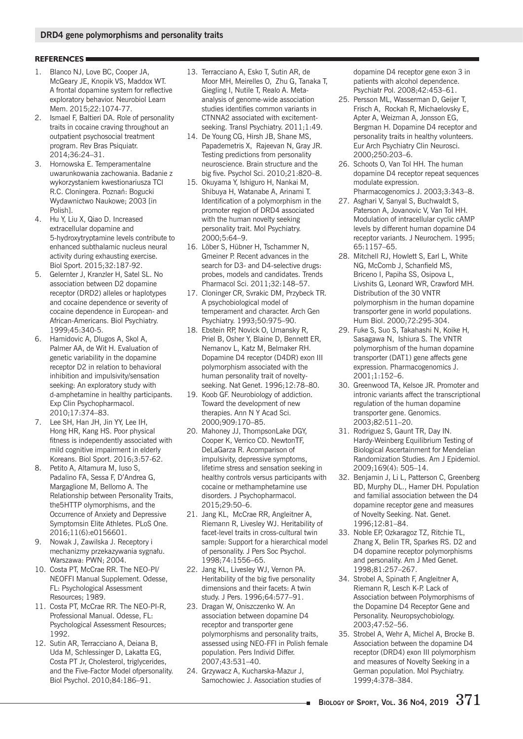## REFERENCES

1. Blanco NJ, Love BC, Cooper JA, McGeary JE, Knopik VS, Maddox WT. A frontal dopamine system for reflective exploratory behavior. Neurobiol Learn Mem. 2015;22:1074-77.
2. Ismael F, Baltieri DA. Role of personality traits in cocaine craving throughout an outpatient psychosocial treatment program. Rev Bras Psiquiatr. 2014;36:24–31.
3. Hornowska E. Temperamentalne uwarunkowania zachowania. Badanie z wykorzystaniem kwestionariusza TCI R.C. Cloningera. Poznań: Bogucki Wydawnictwo Naukowe; 2003 [in Polish].
4. Hu Y, Liu X, Qiao D. Increased extracellular dopamine and 5-hydroxytryptamine levels contribute to enhanced subthalamic nucleus neural activity during exhausting exercise. Biol Sport. 2015;32:187-92.
5. Gelernter J, Kranzler H, Satel SL. No association between D2 dopamine receptor (DRD2) alleles or haplotypes and cocaine dependence or severity of cocaine dependence in European- and African-Americans. Biol Psychiatry. 1999;45:340-5.
6. Hamidovic A, Dlugos A, Skol A, Palmer AA, de Wit H. Evaluation of genetic variability in the dopamine receptor D2 in relation to behavioral inhibition and impulsivity/sensation seeking: An exploratory study with d-amphetamine in healthy participants. Exp Clin Psychopharmacol. 2010;17:374–83.
7. Lee SH, Han JH, Jin YY, Lee IH, Hong HR, Kang HS. Poor physical fitness is independently associated with mild cognitive impairment in elderly Koreans. Biol Sport. 2016;3:57-62.
8. Petito A, Altamura M, Iuso S, Padalino FA, Sessa F, D'Andrea G, Margaglione M, Bellomo A. The Relationship between Personality Traits, the5HTTP olymorphisms, and the Occurrence of Anxiety and Depressive Symptomsin Elite Athletes. PLoS One. 2016;11(6):e0156601.
9. Nowak J, Zawilska J. Receptory i mechanizmy przekazywania sygnału. Warszawa: PWN; 2004.
10. Costa PT, McCrae RR. The NEO-PI/NEOFFI Manual Supplement. Odesse, FL: Psychological Assessment Resources; 1989.
11. Costa PT, McCrae RR. The NEO-PI-R, Professional Manual. Odesse, FL: Psychological Assessment Resources; 1992.
12. Sutin AR, Terracciano A, Deiana B, Uda M, Schlessinger D, Lakatta EG, Costa PT Jr, Cholesterol, triglycerides, and the Five-Factor Model ofpersonality. Biol Psychol. 2010;84:186–91.
13. Terracciano A, Esko T, Sutin AR, de Moor MH, Meirelles O, Zhu G, Tanaka T, Giegling I, Nutile T, Realo A. Meta-analysis of genome-wide association studies identifies common variants in CTNNA2 associated with excitement-seeking. Transl Psychiatry. 2011;1:49.
14. De Young CG, Hirsh JB, Shane MS, Papademetris X, Rajeevan N, Gray JR. Testing predictions from personality neuroscience. Brain structure and the big five. Psychol Sci. 2010;21:820–8.
15. Okuyama Y, Ishiguro H, Nankai M, Shibuya H, Watanabe A, Arinami T. Identification of a polymorphism in the promoter region of DRD4 associated with the human novelty seeking personality trait. Mol Psychiatry. 2000;5:64–9.
16. Löber S, Hübner H, Tschammer N, Gmeiner P. Recent advances in the search for D3- and D4-selective drugs: probes, models and candidates. Trends Pharmacol Sci. 2011;32:148–57.
17. Cloninger CR, Svrakic DM, Przybeck TR. A psychobiological model of temperament and character. Arch Gen Psychiatry. 1993;50:975–90.
18. Ebstein RP, Novick O, Umansky R, Priel B, Osher Y, Blaine D, Bennett ER, Nemanov L, Katz M, Belmaker RH. Dopamine D4 receptor (D4DR) exon III polymorphism associated with the human personality trait of novelty-seeking. Nat Genet. 1996;12:78–80.
19. Koob GF. Neurobiology of addiction. Toward the development of new therapies. Ann N Y Acad Sci. 2000;909:170–85.
20. Mahoney JJ, ThompsonLake DGY, Cooper K, Verrico CD. NewtonTF, DeLaGarza R. Acomparison of impulsivity, depressive symptoms, lifetime stress and sensation seeking in healthy controls versus participants with cocaine or methamphetamine use disorders. J Psychopharmacol. 2015;29:50–6.
21. Jang KL, McCrae RR, Angleitner A, Riemann R, Livesley WJ. Heritability of facet-level traits in cross-cultural twin sample: Support for a hierarchical model of personality. J Pers Soc Psychol. 1998;74:1556–65.
22. Jang KL, Livesley WJ, Vernon PA. Heritability of the big five personality dimensions and their facets: A twin study. J Pers. 1996;64:577–91.
23. Dragan W, Oniszczenko W. An association between dopamine D4 receptor and transporter gene polymorphisms and personality traits, assessed using NEO-FFI in Polish female population. Pers Individ Differ. 2007;43:531–40.
24. Grzywacz A, Kucharska-Mazur J, Samochowiec J. Association studies of dopamine D4 receptor gene exon 3 in patients with alcohol dependence. Psychiatr Pol. 2008;42:453–61.
25. Persson ML, Wasserman D, Geijer T, Frisch A, Rockah R, Michaelovsky E, Apter A, Weizman A, Jonsson EG, Bergman H. Dopamine D4 receptor and personality traits in healthy volunteers. Eur Arch Psychiatry Clin Neurosci. 2000;250:203–6.
26. Schoots O, Van Tol HH. The human dopamine D4 receptor repeat sequences modulate expression. Pharmacogenomics J. 2003;3:343–8.
27. Asghari V, Sanyal S, Buchwaldt S, Paterson A, Jovanovic V, Van Tol HH. Modulation of intracellular cyclic cAMP levels by different human dopamine D4 receptor variants. J Neurochem. 1995; 65:1157–65.
28. Mitchell RJ, Howlett S, Earl L, White NG, McComb J, Schanfield MS, Briceno I, Papiha SS, Osipova L, Livshits G, Leonard WR, Crawford MH. Distribution of the 30 VNTR polymorphism in the human dopamine transporter gene in world populations. Hum Biol. 2000;72:295-304.
29. Fuke S, Suo S, Takahashi N, Koike H, Sasagawa N, Ishiura S. The VNTR polymorphism of the human dopamine transporter (DAT1) gene affects gene expression. Pharmacogenomics J. 2001;1:152–6.
30. Greenwood TA, Kelsoe JR. Promoter and intronic variants affect the transcriptional regulation of the human dopamine transporter gene. Genomics. 2003;82:511–20.
31. Rodriguez S, Gaunt TR, Day IN. Hardy-Weinberg Equilibrium Testing of Biological Ascertainment for Mendelian Randomization Studies. Am J Epidemiol. 2009;169(4): 505–14.
32. Benjamin J, Li L, Patterson C, Greenberg BD, Murphy DL., Hamer DH. Population and familial association between the D4 dopamine receptor gene and measures of Novelty Seeking. Nat. Genet. 1996;12:81–84.
33. Noble EP, Ozkaragoz TZ, Ritchie TL, Zhang X, Belin TR, Sparkes RS. D2 and D4 dopamine receptor polymorphisms and personality. Am J Med Genet. 1998;81:257–267.
34. Strobel A, Spinath F, Angleitner A, Riemann R, Lesch K-P. Lack of Association between Polymorphisms of the Dopamine D4 Receptor Gene and Personality. Neuropsychobiology. 2003;47:52–56.
35. Strobel A, Wehr A, Michel A, Brocke B. Association between the dopamine D4 receptor (DRD4) exon III polymorphism and measures of Novelty Seeking in a German population. Mol Psychiatry. 1999;4:378–384.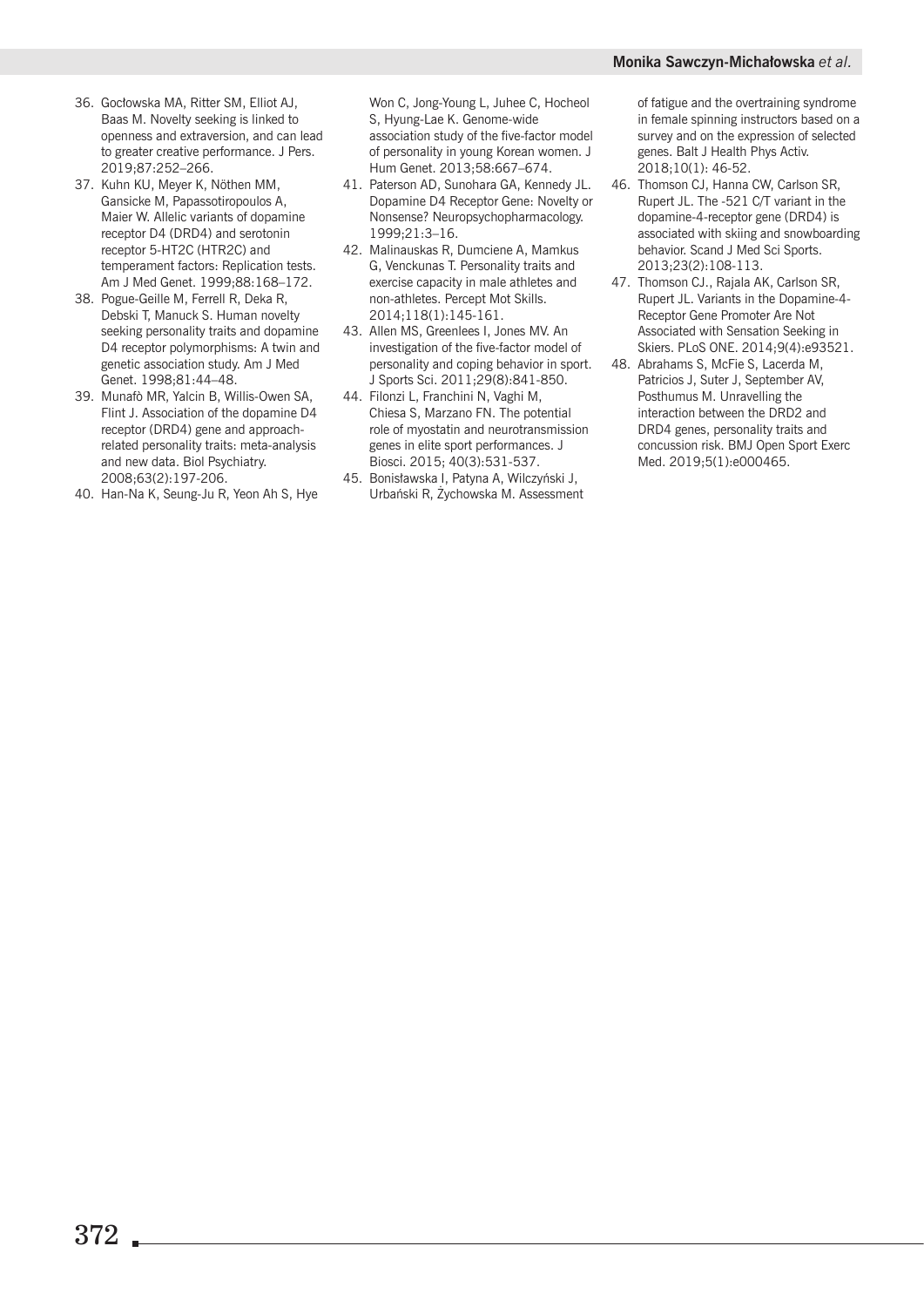36. Gocłowska MA, Ritter SM, Elliot AJ, Baas M. Novelty seeking is linked to openness and extraversion, and can lead to greater creative performance. J Pers. 2019;87:252–266.
37. Kuhn KU, Meyer K, Nöthen MM, Gansicke M, Papassotiropoulos A, Maier W. Allelic variants of dopamine receptor D4 (DRD4) and serotonin receptor 5-HT2C (HTR2C) and temperament factors: Replication tests. Am J Med Genet. 1999;88:168–172.
38. Pogue-Geille M, Ferrell R, Deka R, Debski T, Manuck S. Human novelty seeking personality traits and dopamine D4 receptor polymorphisms: A twin and genetic association study. Am J Med Genet. 1998;81:44–48.
39. Munafò MR, Yalcin B, Willis-Owen SA, Flint J. Association of the dopamine D4 receptor (DRD4) gene and approach-related personality traits: meta-analysis and new data. Biol Psychiatry. 2008;63(2):197-206.
40. Han-Na K, Seung-Ju R, Yeon Ah S, Hye Won C, Jong-Young L, Juhee C, Hocheol S, Hyung-Lae K. Genome-wide association study of the five-factor model of personality in young Korean women. J Hum Genet. 2013;58:667–674.
41. Paterson AD, Sunohara GA, Kennedy JL. Dopamine D4 Receptor Gene: Novelty or Nonsense? Neuropsychopharmacology. 1999;21:3–16.
42. Malinauskas R, Dumciene A, Mamkus G, Venckunas T. Personality traits and exercise capacity in male athletes and non-athletes. Percept Mot Skills. 2014;118(1):145-161.
43. Allen MS, Greenlees I, Jones MV. An investigation of the five-factor model of personality and coping behavior in sport. J Sports Sci. 2011;29(8):841-850.
44. Filonzi L, Franchini N, Vaghi M, Chiesa S, Marzano FN. The potential role of myostatin and neurotransmission genes in elite sport performances. J Biosci. 2015; 40(3):531-537.
45. Bonisławska I, Patyna A, Wilczyński J, Urbański R, Żychowska M. Assessment of fatigue and the overtraining syndrome in female spinning instructors based on a survey and on the expression of selected genes. Balt J Health Phys Activ. 2018;10(1): 46-52.
46. Thomson CJ, Hanna CW, Carlson SR, Rupert JL. The -521 C/T variant in the dopamine-4-receptor gene (DRD4) is associated with skiing and snowboarding behavior. Scand J Med Sci Sports. 2013;23(2):108-113.
47. Thomson CJ., Rajala AK, Carlson SR, Rupert JL. Variants in the Dopamine-4-Receptor Gene Promoter Are Not Associated with Sensation Seeking in Skiers. PLoS ONE. 2014;9(4):e93521.
48. Abrahams S, McFie S, Lacerda M, Patricios J, Suter J, September AV, Posthumus M. Unravelling the interaction between the DRD2 and DRD4 genes, personality traits and concussion risk. BMJ Open Sport Exerc Med. 2019;5(1):e000465.